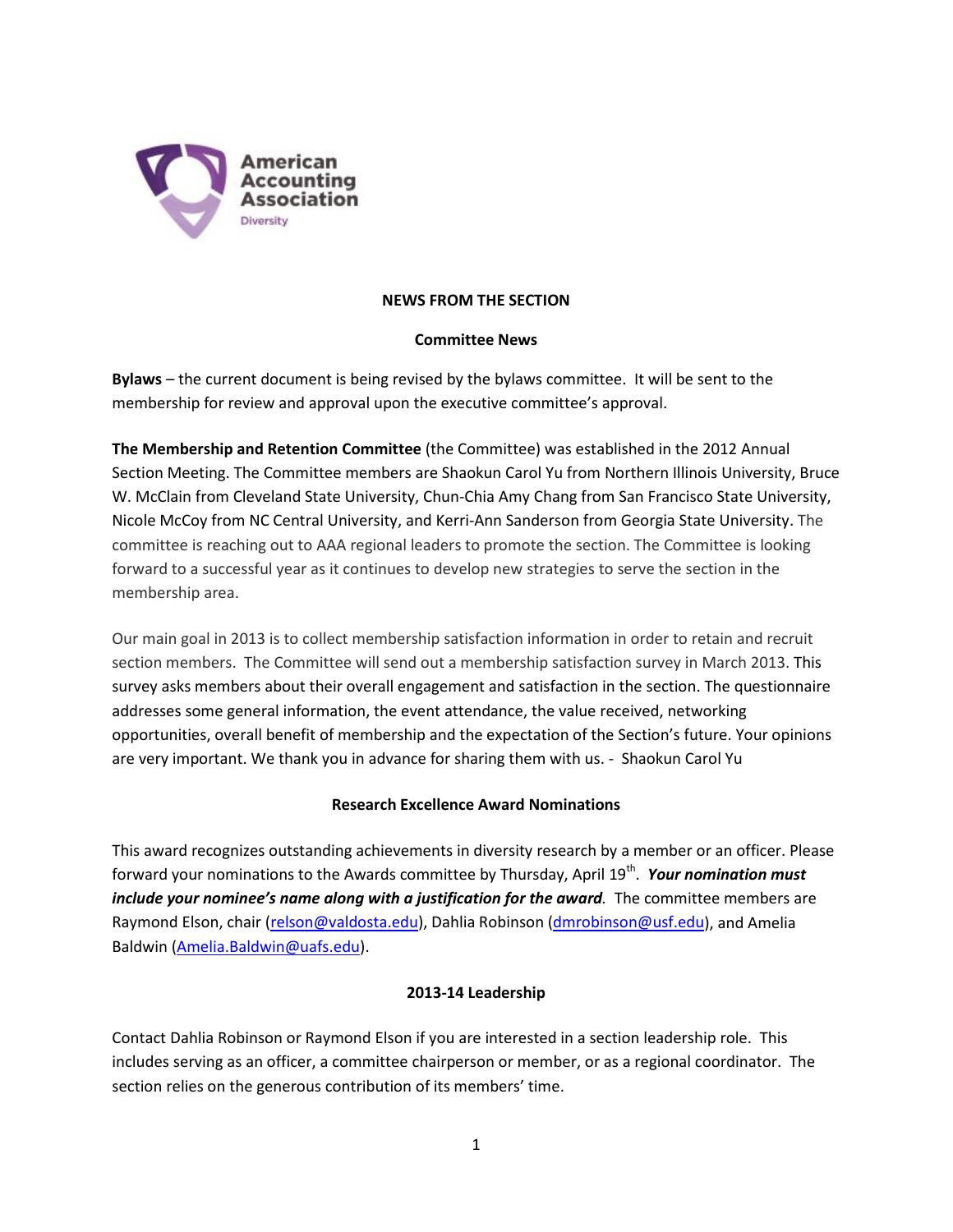American Accounting Association
Diversity

## NEWS FROM THE SECTION

### Committee News

**Bylaws** – the current document is being revised by the bylaws committee. It will be sent to the membership for review and approval upon the executive committee's approval.

**The Membership and Retention Committee** (the Committee) was established in the 2012 Annual Section Meeting. The Committee members are Shaokun Carol Yu from Northern Illinois University, Bruce W. McClain from Cleveland State University, Chun-Chia Amy Chang from San Francisco State University, Nicole McCoy from NC Central University, and Kerri-Ann Sanderson from Georgia State University. The committee is reaching out to AAA regional leaders to promote the section. The Committee is looking forward to a successful year as it continues to develop new strategies to serve the section in the membership area.

Our main goal in 2013 is to collect membership satisfaction information in order to retain and recruit section members. The Committee will send out a membership satisfaction survey in March 2013. This survey asks members about their overall engagement and satisfaction in the section. The questionnaire addresses some general information, the event attendance, the value received, networking opportunities, overall benefit of membership and the expectation of the Section's future. Your opinions are very important. We thank you in advance for sharing them with us. - Shaokun Carol Yu

### Research Excellence Award Nominations

This award recognizes outstanding achievements in diversity research by a member or an officer. Please forward your nominations to the Awards committee by Thursday, April 19th. ***Your nomination must include your nominee's name along with a justification for the award.*** The committee members are Raymond Elson, chair (relson@valdosta.edu), Dahlia Robinson (dmrobinson@usf.edu), and Amelia Baldwin (Amelia.Baldwin@uafs.edu).

### 2013-14 Leadership

Contact Dahlia Robinson or Raymond Elson if you are interested in a section leadership role. This includes serving as an officer, a committee chairperson or member, or as a regional coordinator. The section relies on the generous contribution of its members' time.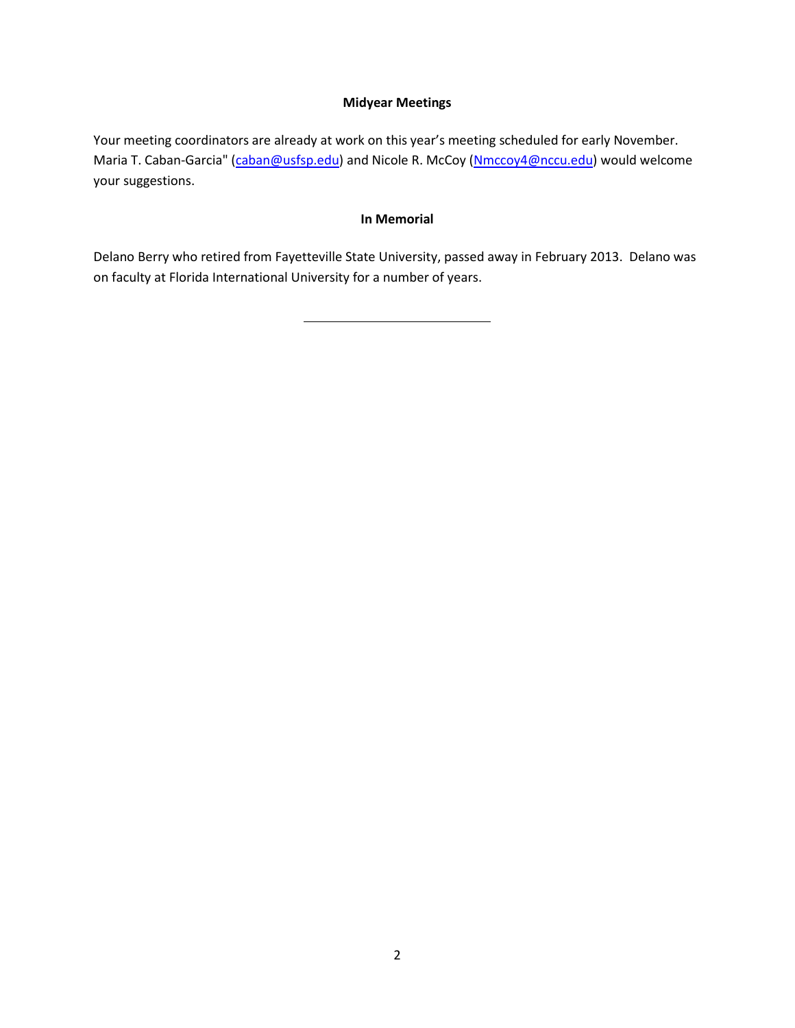## Midyear Meetings

Your meeting coordinators are already at work on this year's meeting scheduled for early November. Maria T. Caban-Garcia" (caban@usfsp.edu) and Nicole R. McCoy (Nmccoy4@nccu.edu) would welcome your suggestions.

## In Memorial

Delano Berry who retired from Fayetteville State University, passed away in February 2013. Delano was on faculty at Florida International University for a number of years.

---